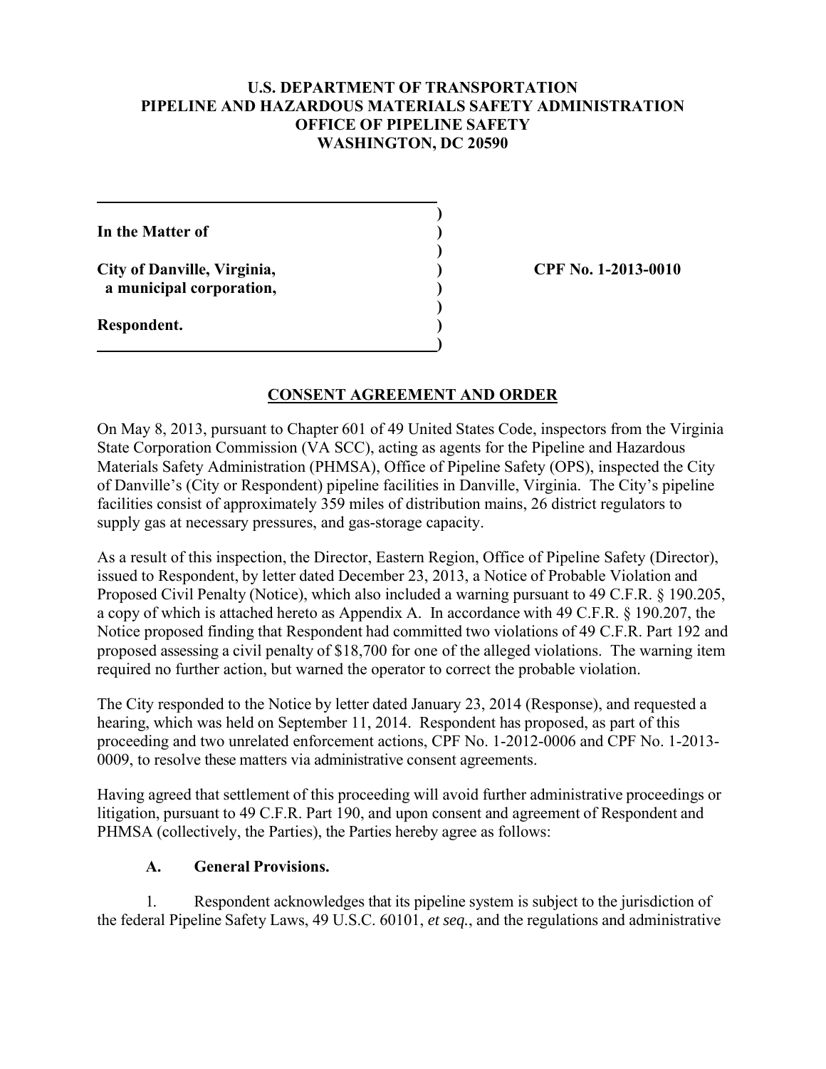**U.S. DEPARTMENT OF TRANSPORTATION**
**PIPELINE AND HAZARDOUS MATERIALS SAFETY ADMINISTRATION**
**OFFICE OF PIPELINE SAFETY**
**WASHINGTON, DC 20590**

**In the Matter of**

**City of Danville, Virginia,**
**a municipal corporation,**

**Respondent.**

**CPF No. 1-2013-0010**

## CONSENT AGREEMENT AND ORDER

On May 8, 2013, pursuant to Chapter 601 of 49 United States Code, inspectors from the Virginia State Corporation Commission (VA SCC), acting as agents for the Pipeline and Hazardous Materials Safety Administration (PHMSA), Office of Pipeline Safety (OPS), inspected the City of Danville's (City or Respondent) pipeline facilities in Danville, Virginia. The City's pipeline facilities consist of approximately 359 miles of distribution mains, 26 district regulators to supply gas at necessary pressures, and gas-storage capacity.

As a result of this inspection, the Director, Eastern Region, Office of Pipeline Safety (Director), issued to Respondent, by letter dated December 23, 2013, a Notice of Probable Violation and Proposed Civil Penalty (Notice), which also included a warning pursuant to 49 C.F.R. § 190.205, a copy of which is attached hereto as Appendix A. In accordance with 49 C.F.R. § 190.207, the Notice proposed finding that Respondent had committed two violations of 49 C.F.R. Part 192 and proposed assessing a civil penalty of $18,700 for one of the alleged violations. The warning item required no further action, but warned the operator to correct the probable violation.

The City responded to the Notice by letter dated January 23, 2014 (Response), and requested a hearing, which was held on September 11, 2014. Respondent has proposed, as part of this proceeding and two unrelated enforcement actions, CPF No. 1-2012-0006 and CPF No. 1-2013-0009, to resolve these matters via administrative consent agreements.

Having agreed that settlement of this proceeding will avoid further administrative proceedings or litigation, pursuant to 49 C.F.R. Part 190, and upon consent and agreement of Respondent and PHMSA (collectively, the Parties), the Parties hereby agree as follows:

### A. General Provisions.

1. Respondent acknowledges that its pipeline system is subject to the jurisdiction of the federal Pipeline Safety Laws, 49 U.S.C. 60101, *et seq.*, and the regulations and administrative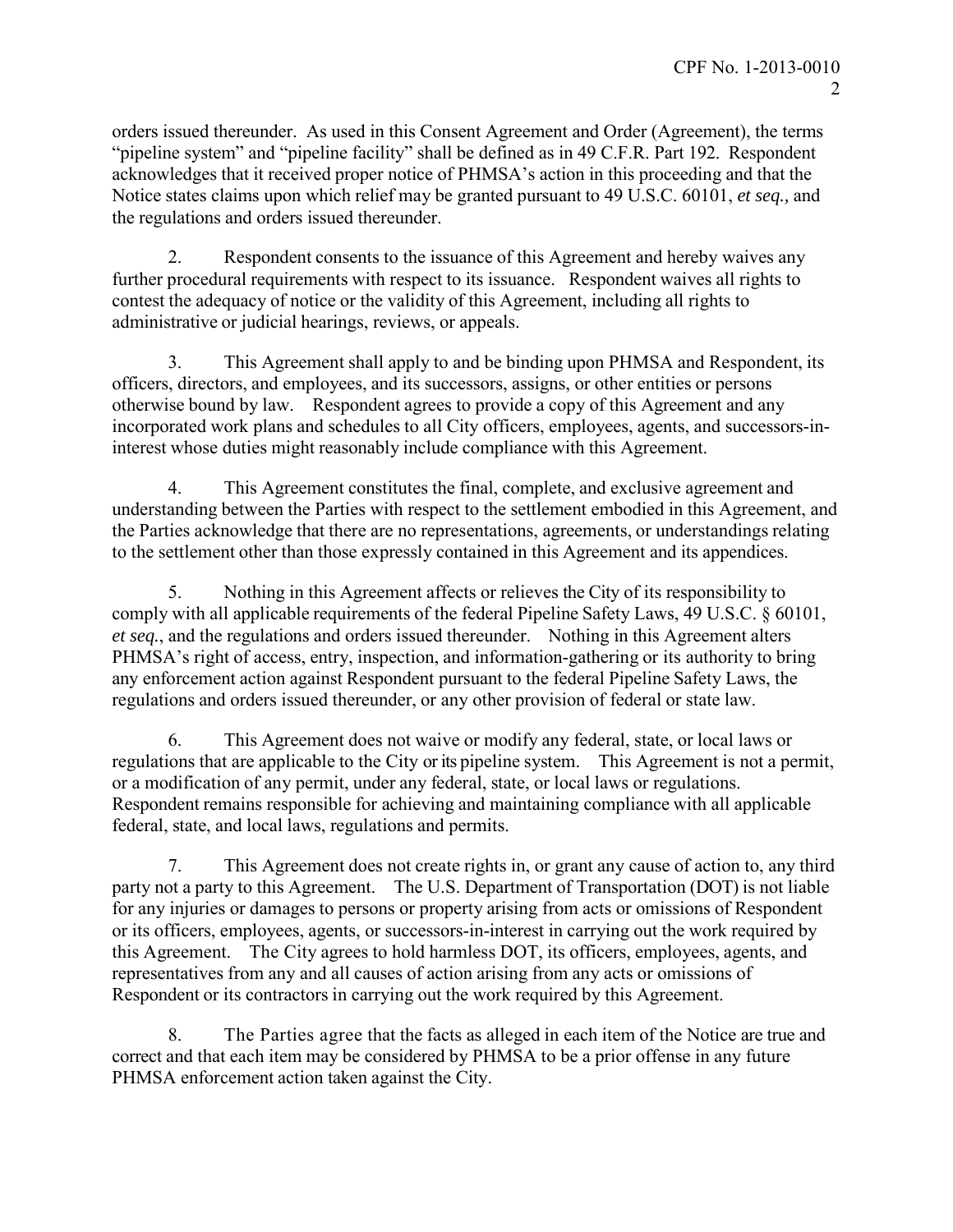orders issued thereunder. As used in this Consent Agreement and Order (Agreement), the terms "pipeline system" and "pipeline facility" shall be defined as in 49 C.F.R. Part 192. Respondent acknowledges that it received proper notice of PHMSA's action in this proceeding and that the Notice states claims upon which relief may be granted pursuant to 49 U.S.C. 60101, *et seq.,* and the regulations and orders issued thereunder.

2. Respondent consents to the issuance of this Agreement and hereby waives any further procedural requirements with respect to its issuance. Respondent waives all rights to contest the adequacy of notice or the validity of this Agreement, including all rights to administrative or judicial hearings, reviews, or appeals.

3. This Agreement shall apply to and be binding upon PHMSA and Respondent, its officers, directors, and employees, and its successors, assigns, or other entities or persons otherwise bound by law. Respondent agrees to provide a copy of this Agreement and any incorporated work plans and schedules to all City officers, employees, agents, and successors-in-interest whose duties might reasonably include compliance with this Agreement.

4. This Agreement constitutes the final, complete, and exclusive agreement and understanding between the Parties with respect to the settlement embodied in this Agreement, and the Parties acknowledge that there are no representations, agreements, or understandings relating to the settlement other than those expressly contained in this Agreement and its appendices.

5. Nothing in this Agreement affects or relieves the City of its responsibility to comply with all applicable requirements of the federal Pipeline Safety Laws, 49 U.S.C. § 60101, *et seq.*, and the regulations and orders issued thereunder. Nothing in this Agreement alters PHMSA's right of access, entry, inspection, and information-gathering or its authority to bring any enforcement action against Respondent pursuant to the federal Pipeline Safety Laws, the regulations and orders issued thereunder, or any other provision of federal or state law.

6. This Agreement does not waive or modify any federal, state, or local laws or regulations that are applicable to the City or its pipeline system. This Agreement is not a permit, or a modification of any permit, under any federal, state, or local laws or regulations. Respondent remains responsible for achieving and maintaining compliance with all applicable federal, state, and local laws, regulations and permits.

7. This Agreement does not create rights in, or grant any cause of action to, any third party not a party to this Agreement. The U.S. Department of Transportation (DOT) is not liable for any injuries or damages to persons or property arising from acts or omissions of Respondent or its officers, employees, agents, or successors-in-interest in carrying out the work required by this Agreement. The City agrees to hold harmless DOT, its officers, employees, agents, and representatives from any and all causes of action arising from any acts or omissions of Respondent or its contractors in carrying out the work required by this Agreement.

8. The Parties agree that the facts as alleged in each item of the Notice are true and correct and that each item may be considered by PHMSA to be a prior offense in any future PHMSA enforcement action taken against the City.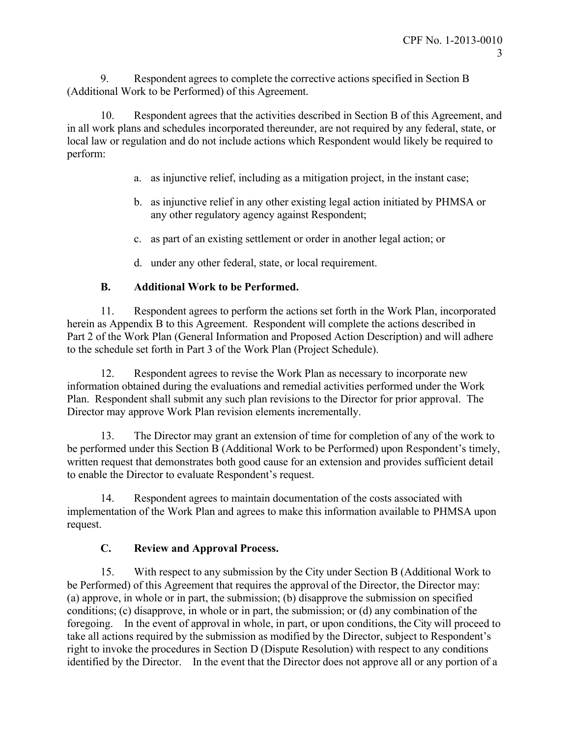9. Respondent agrees to complete the corrective actions specified in Section B (Additional Work to be Performed) of this Agreement.

10. Respondent agrees that the activities described in Section B of this Agreement, and in all work plans and schedules incorporated thereunder, are not required by any federal, state, or local law or regulation and do not include actions which Respondent would likely be required to perform:

a. as injunctive relief, including as a mitigation project, in the instant case;

b. as injunctive relief in any other existing legal action initiated by PHMSA or any other regulatory agency against Respondent;

c. as part of an existing settlement or order in another legal action; or

d. under any other federal, state, or local requirement.

### B. Additional Work to be Performed.

11. Respondent agrees to perform the actions set forth in the Work Plan, incorporated herein as Appendix B to this Agreement. Respondent will complete the actions described in Part 2 of the Work Plan (General Information and Proposed Action Description) and will adhere to the schedule set forth in Part 3 of the Work Plan (Project Schedule).

12. Respondent agrees to revise the Work Plan as necessary to incorporate new information obtained during the evaluations and remedial activities performed under the Work Plan. Respondent shall submit any such plan revisions to the Director for prior approval. The Director may approve Work Plan revision elements incrementally.

13. The Director may grant an extension of time for completion of any of the work to be performed under this Section B (Additional Work to be Performed) upon Respondent's timely, written request that demonstrates both good cause for an extension and provides sufficient detail to enable the Director to evaluate Respondent's request.

14. Respondent agrees to maintain documentation of the costs associated with implementation of the Work Plan and agrees to make this information available to PHMSA upon request.

### C. Review and Approval Process.

15. With respect to any submission by the City under Section B (Additional Work to be Performed) of this Agreement that requires the approval of the Director, the Director may: (a) approve, in whole or in part, the submission; (b) disapprove the submission on specified conditions; (c) disapprove, in whole or in part, the submission; or (d) any combination of the foregoing. In the event of approval in whole, in part, or upon conditions, the City will proceed to take all actions required by the submission as modified by the Director, subject to Respondent's right to invoke the procedures in Section D (Dispute Resolution) with respect to any conditions identified by the Director. In the event that the Director does not approve all or any portion of a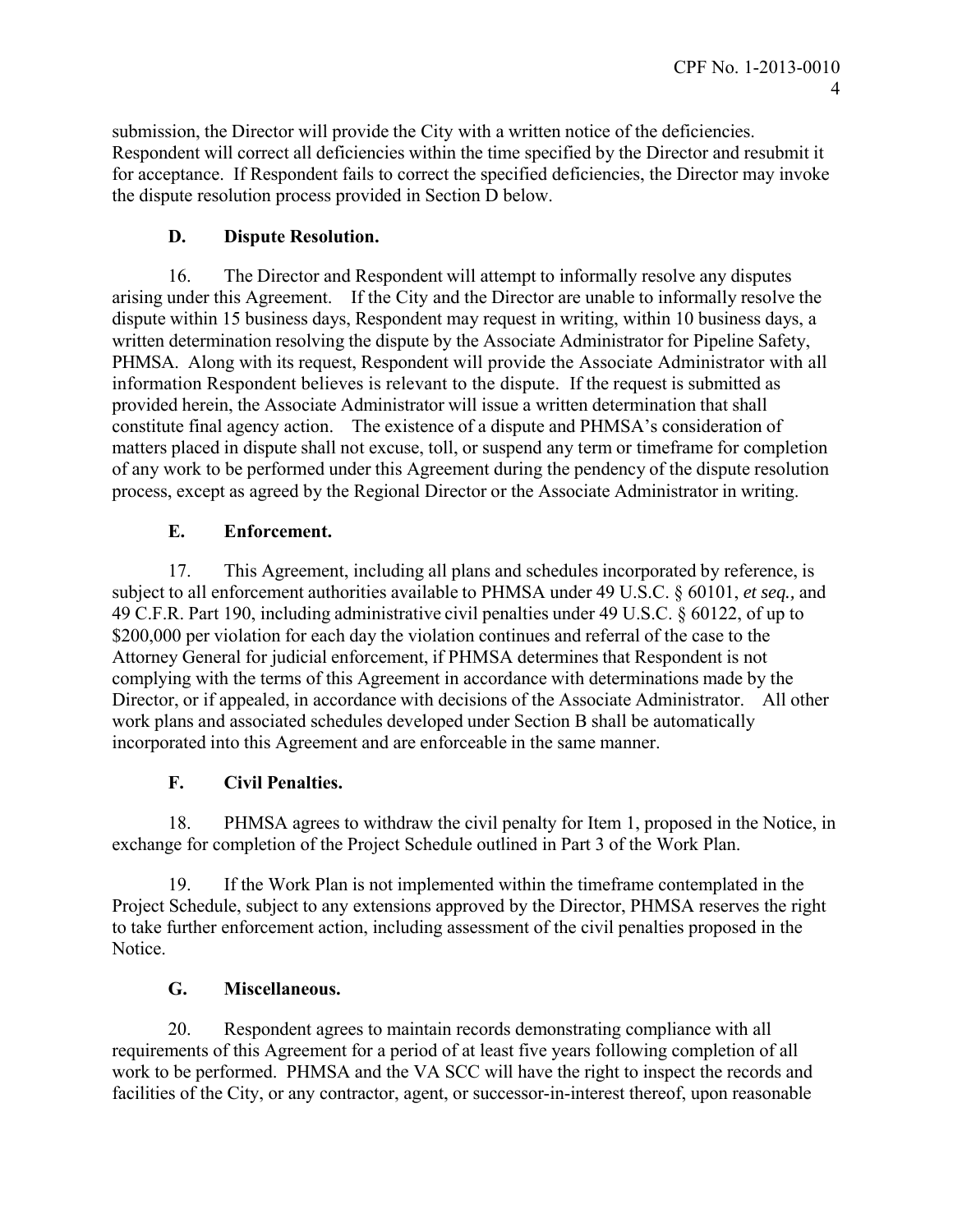submission, the Director will provide the City with a written notice of the deficiencies. Respondent will correct all deficiencies within the time specified by the Director and resubmit it for acceptance. If Respondent fails to correct the specified deficiencies, the Director may invoke the dispute resolution process provided in Section D below.

### D. Dispute Resolution.

16. The Director and Respondent will attempt to informally resolve any disputes arising under this Agreement. If the City and the Director are unable to informally resolve the dispute within 15 business days, Respondent may request in writing, within 10 business days, a written determination resolving the dispute by the Associate Administrator for Pipeline Safety, PHMSA. Along with its request, Respondent will provide the Associate Administrator with all information Respondent believes is relevant to the dispute. If the request is submitted as provided herein, the Associate Administrator will issue a written determination that shall constitute final agency action. The existence of a dispute and PHMSA's consideration of matters placed in dispute shall not excuse, toll, or suspend any term or timeframe for completion of any work to be performed under this Agreement during the pendency of the dispute resolution process, except as agreed by the Regional Director or the Associate Administrator in writing.

### E. Enforcement.

17. This Agreement, including all plans and schedules incorporated by reference, is subject to all enforcement authorities available to PHMSA under 49 U.S.C. § 60101, *et seq.,* and 49 C.F.R. Part 190, including administrative civil penalties under 49 U.S.C. § 60122, of up to $200,000 per violation for each day the violation continues and referral of the case to the Attorney General for judicial enforcement, if PHMSA determines that Respondent is not complying with the terms of this Agreement in accordance with determinations made by the Director, or if appealed, in accordance with decisions of the Associate Administrator. All other work plans and associated schedules developed under Section B shall be automatically incorporated into this Agreement and are enforceable in the same manner.

### F. Civil Penalties.

18. PHMSA agrees to withdraw the civil penalty for Item 1, proposed in the Notice, in exchange for completion of the Project Schedule outlined in Part 3 of the Work Plan.

19. If the Work Plan is not implemented within the timeframe contemplated in the Project Schedule, subject to any extensions approved by the Director, PHMSA reserves the right to take further enforcement action, including assessment of the civil penalties proposed in the Notice.

### G. Miscellaneous.

20. Respondent agrees to maintain records demonstrating compliance with all requirements of this Agreement for a period of at least five years following completion of all work to be performed. PHMSA and the VA SCC will have the right to inspect the records and facilities of the City, or any contractor, agent, or successor-in-interest thereof, upon reasonable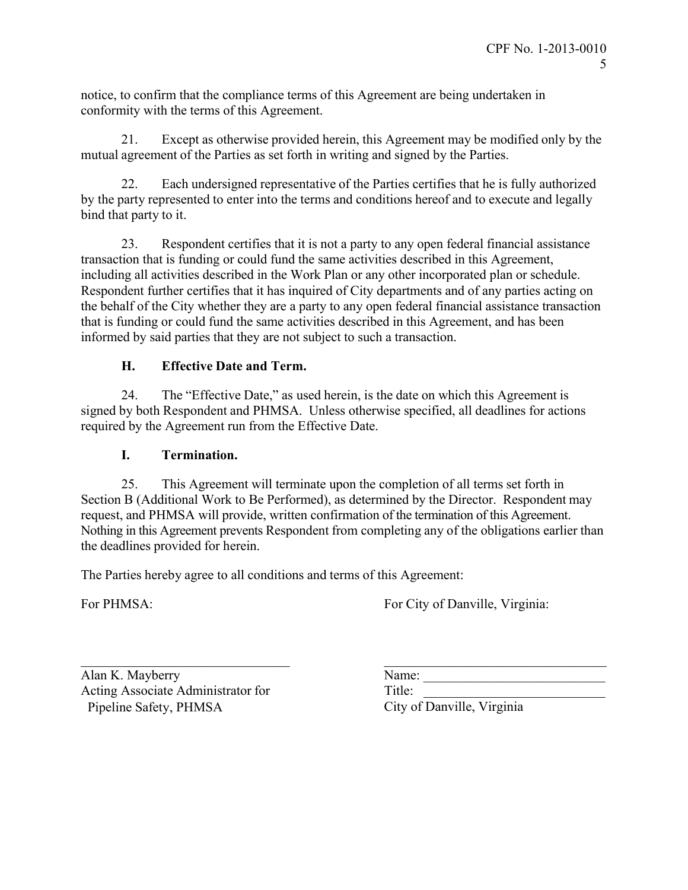notice, to confirm that the compliance terms of this Agreement are being undertaken in conformity with the terms of this Agreement.

21. Except as otherwise provided herein, this Agreement may be modified only by the mutual agreement of the Parties as set forth in writing and signed by the Parties.

22. Each undersigned representative of the Parties certifies that he is fully authorized by the party represented to enter into the terms and conditions hereof and to execute and legally bind that party to it.

23. Respondent certifies that it is not a party to any open federal financial assistance transaction that is funding or could fund the same activities described in this Agreement, including all activities described in the Work Plan or any other incorporated plan or schedule. Respondent further certifies that it has inquired of City departments and of any parties acting on the behalf of the City whether they are a party to any open federal financial assistance transaction that is funding or could fund the same activities described in this Agreement, and has been informed by said parties that they are not subject to such a transaction.

### H. Effective Date and Term.

24. The "Effective Date," as used herein, is the date on which this Agreement is signed by both Respondent and PHMSA. Unless otherwise specified, all deadlines for actions required by the Agreement run from the Effective Date.

### I. Termination.

25. This Agreement will terminate upon the completion of all terms set forth in Section B (Additional Work to Be Performed), as determined by the Director. Respondent may request, and PHMSA will provide, written confirmation of the termination of this Agreement. Nothing in this Agreement prevents Respondent from completing any of the obligations earlier than the deadlines provided for herein.

The Parties hereby agree to all conditions and terms of this Agreement:

For PHMSA:

\_\_\_\_\_\_\_\_\_\_\_\_\_\_\_\_\_\_\_\_\_\_\_\_\_\_\_\_\_\_
Alan K. Mayberry
Acting Associate Administrator for
Pipeline Safety, PHMSA

For City of Danville, Virginia:

\_\_\_\_\_\_\_\_\_\_\_\_\_\_\_\_\_\_\_\_\_\_\_\_\_\_\_\_\_\_
Name: \_\_\_\_\_\_\_\_\_\_\_\_\_\_\_\_\_\_\_\_\_\_\_\_\_\_
Title: \_\_\_\_\_\_\_\_\_\_\_\_\_\_\_\_\_\_\_\_\_\_\_\_\_\_
City of Danville, Virginia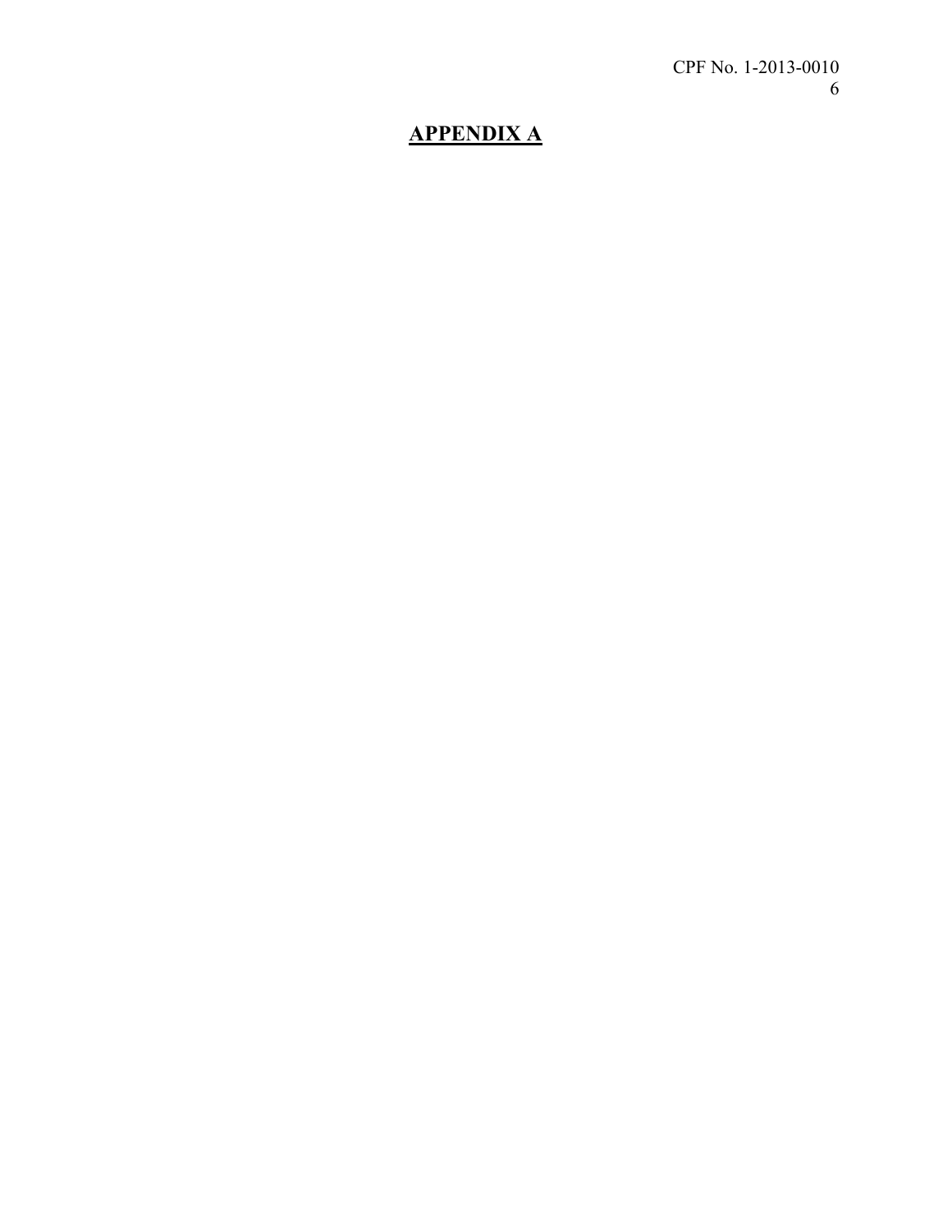## APPENDIX A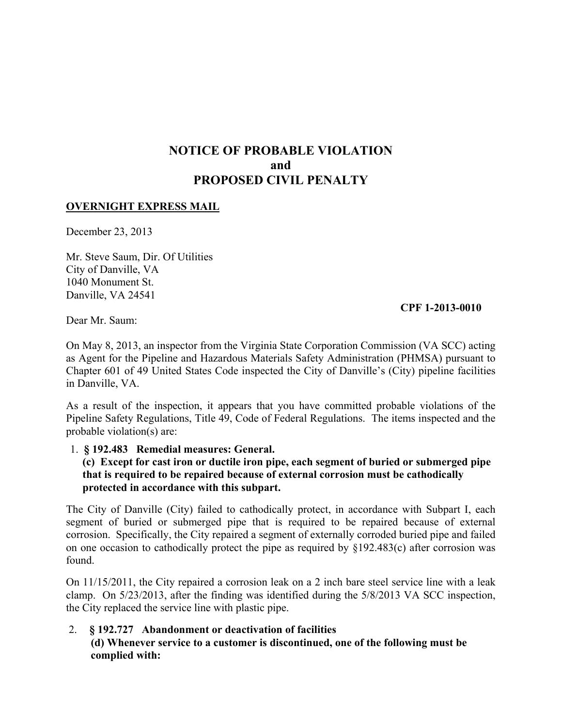# NOTICE OF PROBABLE VIOLATION
# and
# PROPOSED CIVIL PENALTY

**OVERNIGHT EXPRESS MAIL**

December 23, 2013

Mr. Steve Saum, Dir. Of Utilities
City of Danville, VA
1040 Monument St.
Danville, VA 24541

**CPF 1-2013-0010**

Dear Mr. Saum:

On May 8, 2013, an inspector from the Virginia State Corporation Commission (VA SCC) acting as Agent for the Pipeline and Hazardous Materials Safety Administration (PHMSA) pursuant to Chapter 601 of 49 United States Code inspected the City of Danville's (City) pipeline facilities in Danville, VA.

As a result of the inspection, it appears that you have committed probable violations of the Pipeline Safety Regulations, Title 49, Code of Federal Regulations. The items inspected and the probable violation(s) are:

1. **§ 192.483 Remedial measures: General.**
   **(c) Except for cast iron or ductile iron pipe, each segment of buried or submerged pipe that is required to be repaired because of external corrosion must be cathodically protected in accordance with this subpart.**

The City of Danville (City) failed to cathodically protect, in accordance with Subpart I, each segment of buried or submerged pipe that is required to be repaired because of external corrosion. Specifically, the City repaired a segment of externally corroded buried pipe and failed on one occasion to cathodically protect the pipe as required by §192.483(c) after corrosion was found.

On 11/15/2011, the City repaired a corrosion leak on a 2 inch bare steel service line with a leak clamp. On 5/23/2013, after the finding was identified during the 5/8/2013 VA SCC inspection, the City replaced the service line with plastic pipe.

2. **§ 192.727 Abandonment or deactivation of facilities**
   **(d) Whenever service to a customer is discontinued, one of the following must be complied with:**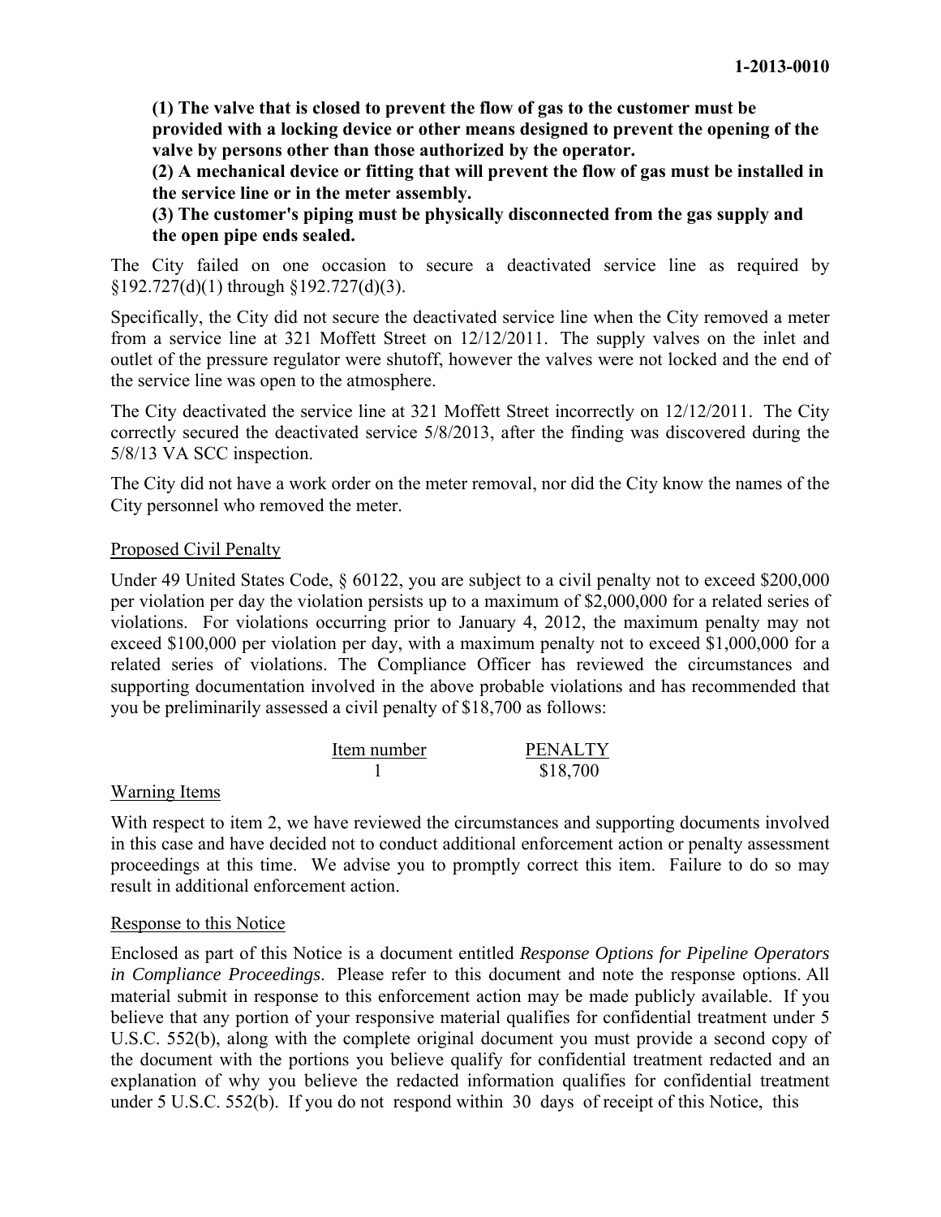**(1) The valve that is closed to prevent the flow of gas to the customer must be provided with a locking device or other means designed to prevent the opening of the valve by persons other than those authorized by the operator.**

**(2) A mechanical device or fitting that will prevent the flow of gas must be installed in the service line or in the meter assembly.**

**(3) The customer's piping must be physically disconnected from the gas supply and the open pipe ends sealed.**

The City failed on one occasion to secure a deactivated service line as required by §192.727(d)(1) through §192.727(d)(3).

Specifically, the City did not secure the deactivated service line when the City removed a meter from a service line at 321 Moffett Street on 12/12/2011. The supply valves on the inlet and outlet of the pressure regulator were shutoff, however the valves were not locked and the end of the service line was open to the atmosphere.

The City deactivated the service line at 321 Moffett Street incorrectly on 12/12/2011. The City correctly secured the deactivated service 5/8/2013, after the finding was discovered during the 5/8/13 VA SCC inspection.

The City did not have a work order on the meter removal, nor did the City know the names of the City personnel who removed the meter.

Proposed Civil Penalty

Under 49 United States Code, § 60122, you are subject to a civil penalty not to exceed $200,000 per violation per day the violation persists up to a maximum of $2,000,000 for a related series of violations. For violations occurring prior to January 4, 2012, the maximum penalty may not exceed $100,000 per violation per day, with a maximum penalty not to exceed $1,000,000 for a related series of violations. The Compliance Officer has reviewed the circumstances and supporting documentation involved in the above probable violations and has recommended that you be preliminarily assessed a civil penalty of $18,700 as follows:

| Item number | PENALTY |
|---|---|
| 1 | $18,700 |

Warning Items

With respect to item 2, we have reviewed the circumstances and supporting documents involved in this case and have decided not to conduct additional enforcement action or penalty assessment proceedings at this time. We advise you to promptly correct this item. Failure to do so may result in additional enforcement action.

Response to this Notice

Enclosed as part of this Notice is a document entitled *Response Options for Pipeline Operators in Compliance Proceedings*. Please refer to this document and note the response options. All material submit in response to this enforcement action may be made publicly available. If you believe that any portion of your responsive material qualifies for confidential treatment under 5 U.S.C. 552(b), along with the complete original document you must provide a second copy of the document with the portions you believe qualify for confidential treatment redacted and an explanation of why you believe the redacted information qualifies for confidential treatment under 5 U.S.C. 552(b). If you do not respond within 30 days of receipt of this Notice, this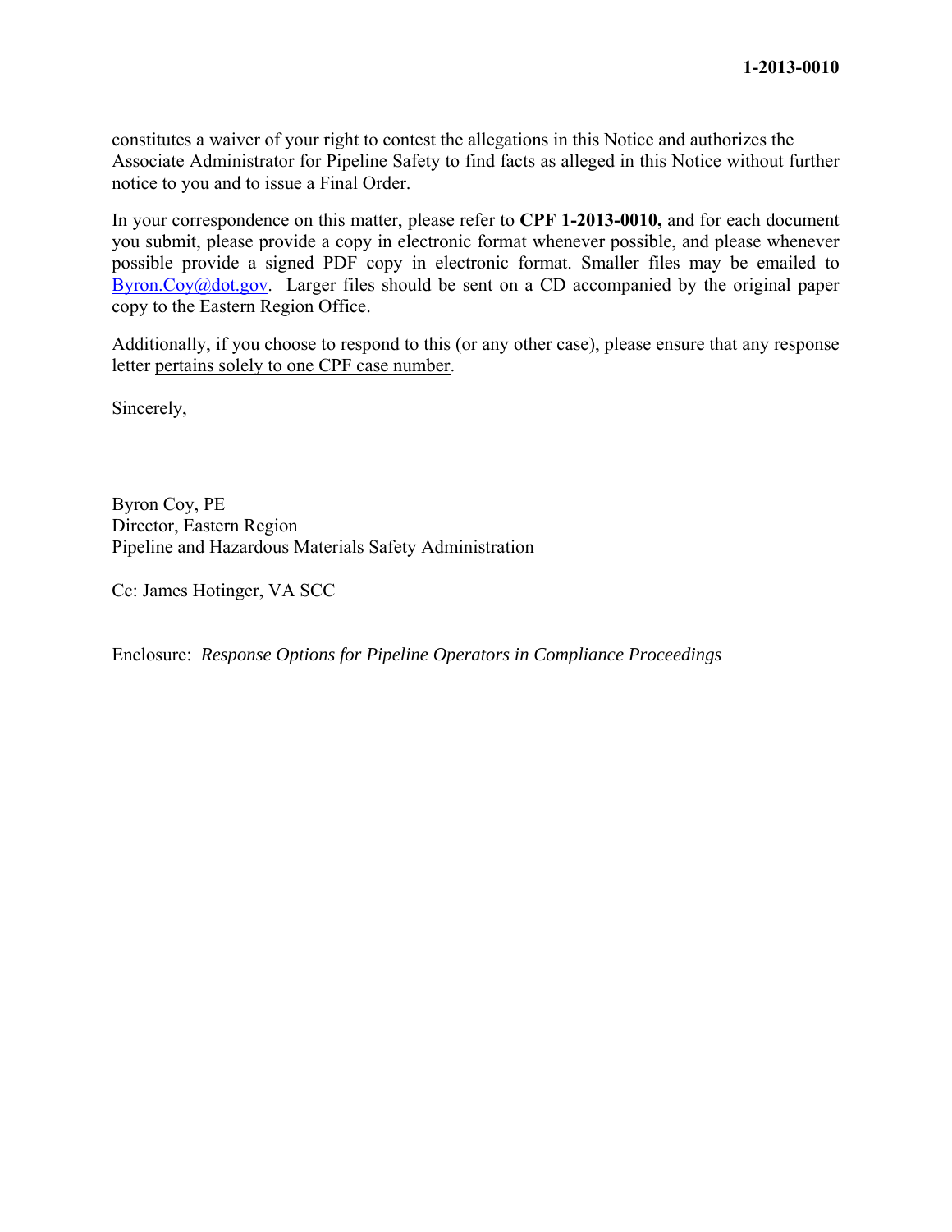constitutes a waiver of your right to contest the allegations in this Notice and authorizes the Associate Administrator for Pipeline Safety to find facts as alleged in this Notice without further notice to you and to issue a Final Order.

In your correspondence on this matter, please refer to **CPF 1-2013-0010,** and for each document you submit, please provide a copy in electronic format whenever possible, and please whenever possible provide a signed PDF copy in electronic format. Smaller files may be emailed to [Byron.Coy@dot.gov](mailto:Byron.Coy@dot.gov). Larger files should be sent on a CD accompanied by the original paper copy to the Eastern Region Office.

Additionally, if you choose to respond to this (or any other case), please ensure that any response letter <u>pertains solely to one CPF case number</u>.

Sincerely,

Byron Coy, PE  
Director, Eastern Region  
Pipeline and Hazardous Materials Safety Administration

Cc: James Hotinger, VA SCC

Enclosure: *Response Options for Pipeline Operators in Compliance Proceedings*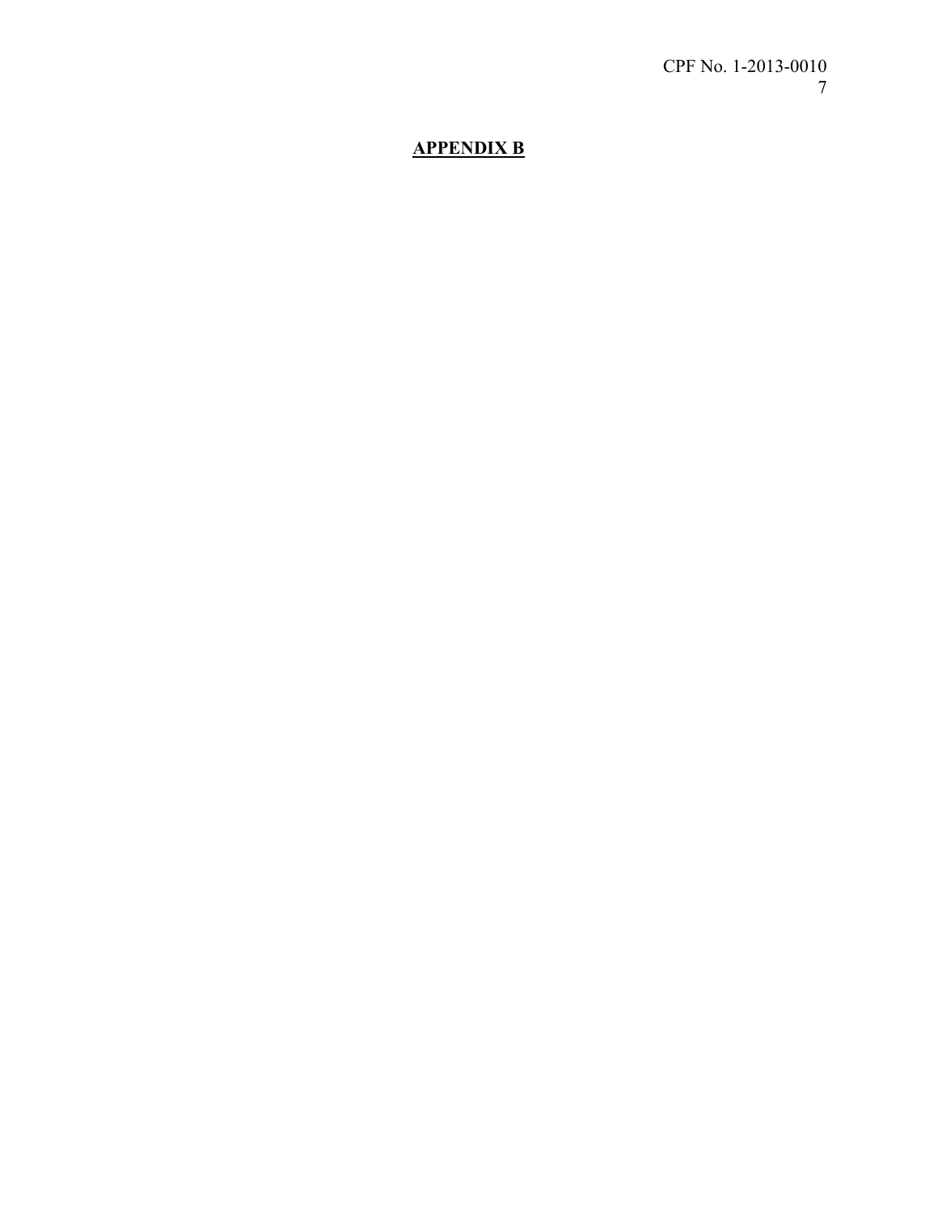## **APPENDIX B**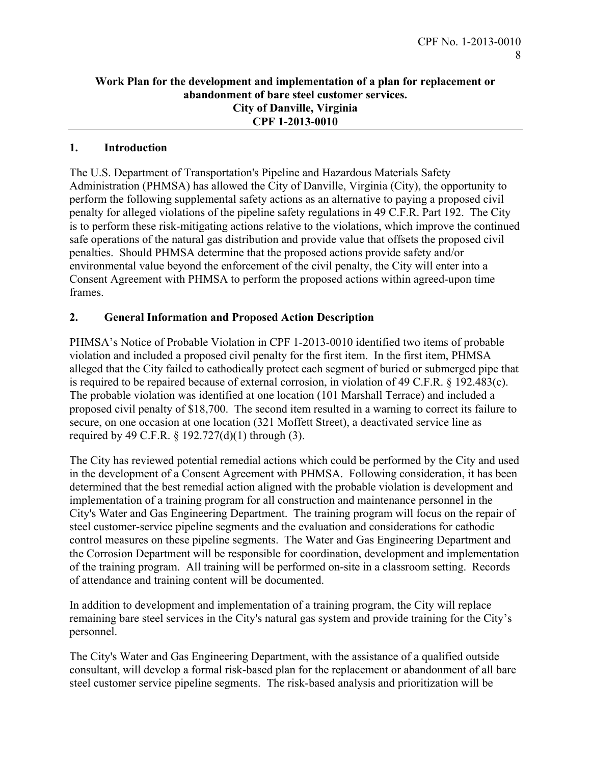**Work Plan for the development and implementation of a plan for replacement or abandonment of bare steel customer services.**
**City of Danville, Virginia**
**CPF 1-2013-0010**

## 1. Introduction

The U.S. Department of Transportation's Pipeline and Hazardous Materials Safety Administration (PHMSA) has allowed the City of Danville, Virginia (City), the opportunity to perform the following supplemental safety actions as an alternative to paying a proposed civil penalty for alleged violations of the pipeline safety regulations in 49 C.F.R. Part 192. The City is to perform these risk-mitigating actions relative to the violations, which improve the continued safe operations of the natural gas distribution and provide value that offsets the proposed civil penalties. Should PHMSA determine that the proposed actions provide safety and/or environmental value beyond the enforcement of the civil penalty, the City will enter into a Consent Agreement with PHMSA to perform the proposed actions within agreed-upon time frames.

## 2. General Information and Proposed Action Description

PHMSA's Notice of Probable Violation in CPF 1-2013-0010 identified two items of probable violation and included a proposed civil penalty for the first item. In the first item, PHMSA alleged that the City failed to cathodically protect each segment of buried or submerged pipe that is required to be repaired because of external corrosion, in violation of 49 C.F.R. § 192.483(c). The probable violation was identified at one location (101 Marshall Terrace) and included a proposed civil penalty of $18,700. The second item resulted in a warning to correct its failure to secure, on one occasion at one location (321 Moffett Street), a deactivated service line as required by 49 C.F.R. § 192.727(d)(1) through (3).

The City has reviewed potential remedial actions which could be performed by the City and used in the development of a Consent Agreement with PHMSA. Following consideration, it has been determined that the best remedial action aligned with the probable violation is development and implementation of a training program for all construction and maintenance personnel in the City's Water and Gas Engineering Department. The training program will focus on the repair of steel customer-service pipeline segments and the evaluation and considerations for cathodic control measures on these pipeline segments. The Water and Gas Engineering Department and the Corrosion Department will be responsible for coordination, development and implementation of the training program. All training will be performed on-site in a classroom setting. Records of attendance and training content will be documented.

In addition to development and implementation of a training program, the City will replace remaining bare steel services in the City's natural gas system and provide training for the City's personnel.

The City's Water and Gas Engineering Department, with the assistance of a qualified outside consultant, will develop a formal risk-based plan for the replacement or abandonment of all bare steel customer service pipeline segments. The risk-based analysis and prioritization will be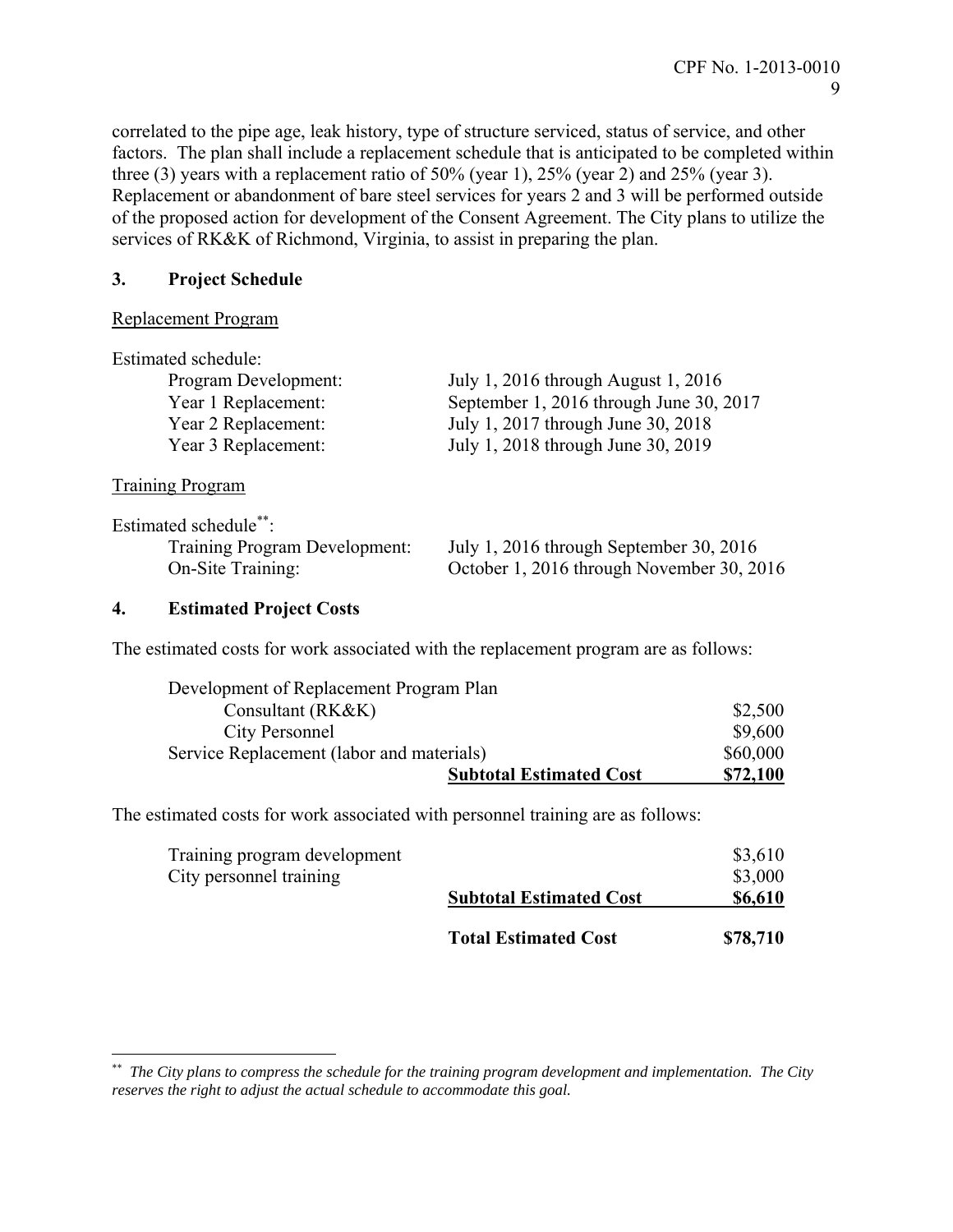correlated to the pipe age, leak history, type of structure serviced, status of service, and other factors. The plan shall include a replacement schedule that is anticipated to be completed within three (3) years with a replacement ratio of 50% (year 1), 25% (year 2) and 25% (year 3). Replacement or abandonment of bare steel services for years 2 and 3 will be performed outside of the proposed action for development of the Consent Agreement. The City plans to utilize the services of RK&K of Richmond, Virginia, to assist in preparing the plan.

## 3. Project Schedule

<u>Replacement Program</u>

Estimated schedule:

| | |
|---|---|
| Program Development: | July 1, 2016 through August 1, 2016 |
| Year 1 Replacement: | September 1, 2016 through June 30, 2017 |
| Year 2 Replacement: | July 1, 2017 through June 30, 2018 |
| Year 3 Replacement: | July 1, 2018 through June 30, 2019 |

<u>Training Program</u>

Estimated schedule**:

| | |
|---|---|
| Training Program Development: | July 1, 2016 through September 30, 2016 |
| On-Site Training: | October 1, 2016 through November 30, 2016 |

## 4. Estimated Project Costs

The estimated costs for work associated with the replacement program are as follows:

| | | |
|---|---|---|
| Development of Replacement Program Plan | | |
| Consultant (RK&K) | | $2,500 |
| City Personnel | | $9,600 |
| Service Replacement (labor and materials) | | $60,000 |
| | **Subtotal Estimated Cost** | **$72,100** |

The estimated costs for work associated with personnel training are as follows:

| | | |
|---|---|---|
| Training program development | | $3,610 |
| City personnel training | | $3,000 |
| | **Subtotal Estimated Cost** | **$6,610** |
| | **Total Estimated Cost** | **$78,710** |

** *The City plans to compress the schedule for the training program development and implementation. The City reserves the right to adjust the actual schedule to accommodate this goal.*